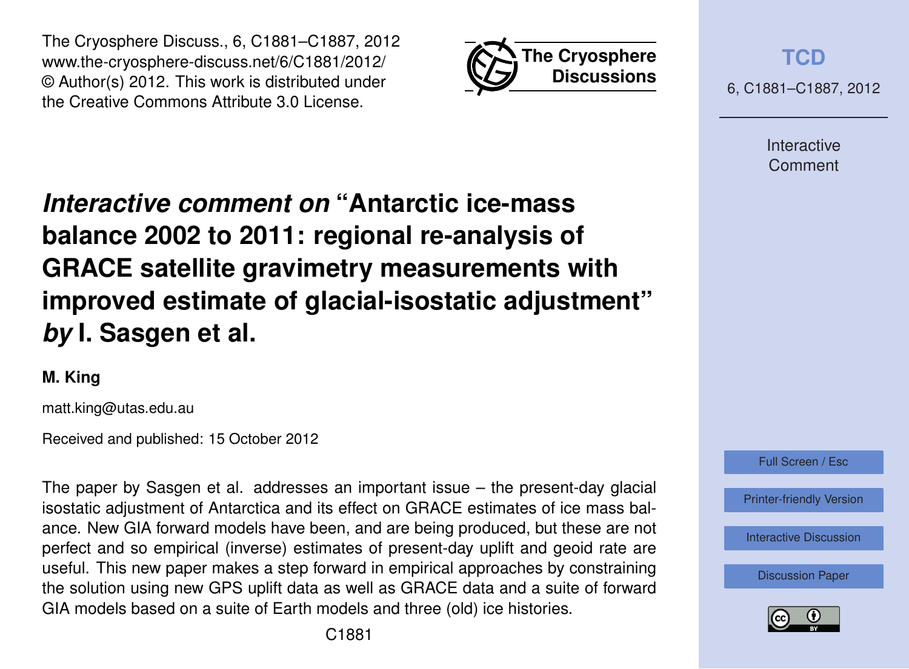The Cryosphere Discuss., 6, C1881–C1887, 2012
www.the-cryosphere-discuss.net/6/C1881/2012/
© Author(s) 2012. This work is distributed under
the Creative Commons Attribute 3.0 License.

# *Interactive comment on* "Antarctic ice-mass balance 2002 to 2011: regional re-analysis of GRACE satellite gravimetry measurements with improved estimate of glacial-isostatic adjustment" *by* I. Sasgen et al.

**M. King**

matt.king@utas.edu.au

Received and published: 15 October 2012

The paper by Sasgen et al. addresses an important issue – the present-day glacial isostatic adjustment of Antarctica and its effect on GRACE estimates of ice mass balance. New GIA forward models have been, and are being produced, but these are not perfect and so empirical (inverse) estimates of present-day uplift and geoid rate are useful. This new paper makes a step forward in empirical approaches by constraining the solution using new GPS uplift data as well as GRACE data and a suite of forward GIA models based on a suite of Earth models and three (old) ice histories.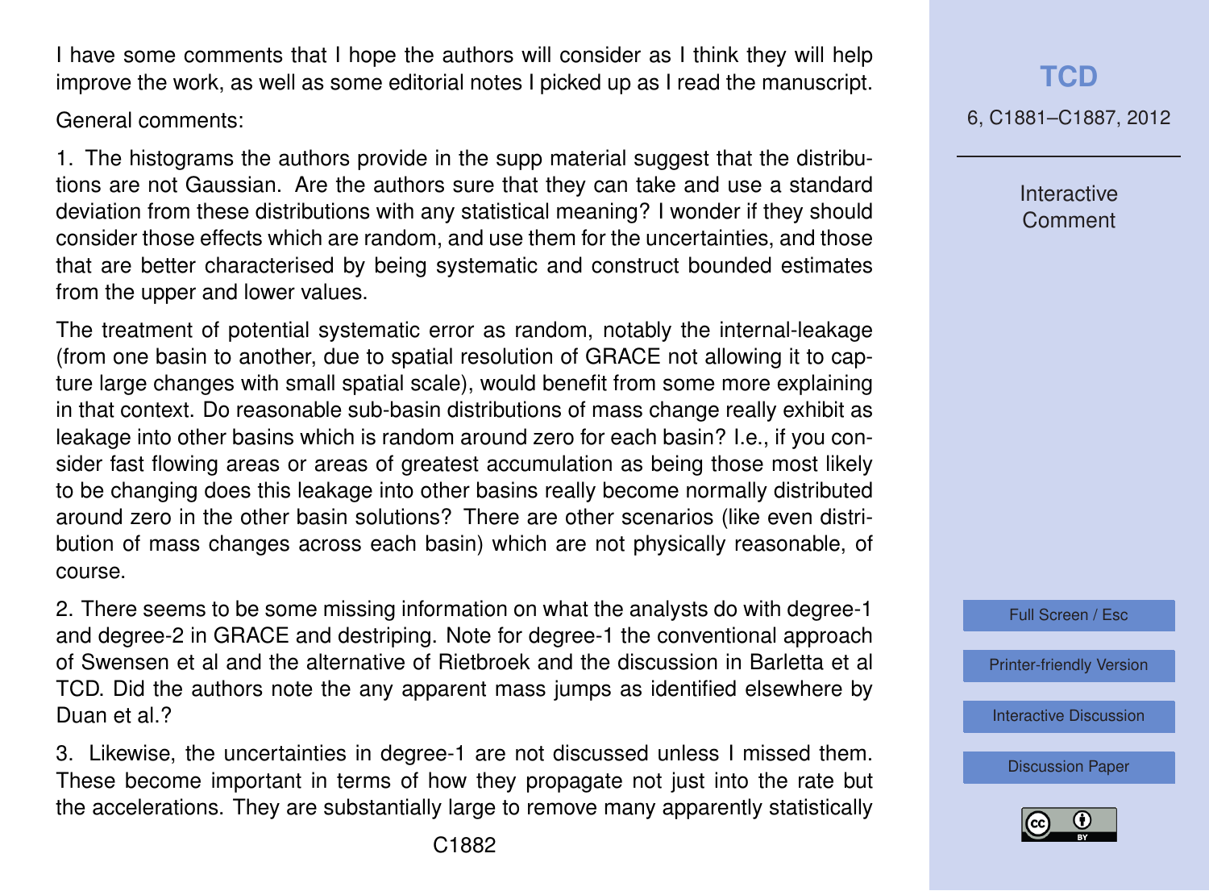I have some comments that I hope the authors will consider as I think they will help improve the work, as well as some editorial notes I picked up as I read the manuscript.

General comments:

1. The histograms the authors provide in the supp material suggest that the distributions are not Gaussian. Are the authors sure that they can take and use a standard deviation from these distributions with any statistical meaning? I wonder if they should consider those effects which are random, and use them for the uncertainties, and those that are better characterised by being systematic and construct bounded estimates from the upper and lower values.

The treatment of potential systematic error as random, notably the internal-leakage (from one basin to another, due to spatial resolution of GRACE not allowing it to capture large changes with small spatial scale), would benefit from some more explaining in that context. Do reasonable sub-basin distributions of mass change really exhibit as leakage into other basins which is random around zero for each basin? I.e., if you consider fast flowing areas or areas of greatest accumulation as being those most likely to be changing does this leakage into other basins really become normally distributed around zero in the other basin solutions? There are other scenarios (like even distribution of mass changes across each basin) which are not physically reasonable, of course.

2. There seems to be some missing information on what the analysts do with degree-1 and degree-2 in GRACE and destriping. Note for degree-1 the conventional approach of Swensen et al and the alternative of Rietbroek and the discussion in Barletta et al TCD. Did the authors note the any apparent mass jumps as identified elsewhere by Duan et al.?

3. Likewise, the uncertainties in degree-1 are not discussed unless I missed them. These become important in terms of how they propagate not just into the rate but the accelerations. They are substantially large to remove many apparently statistically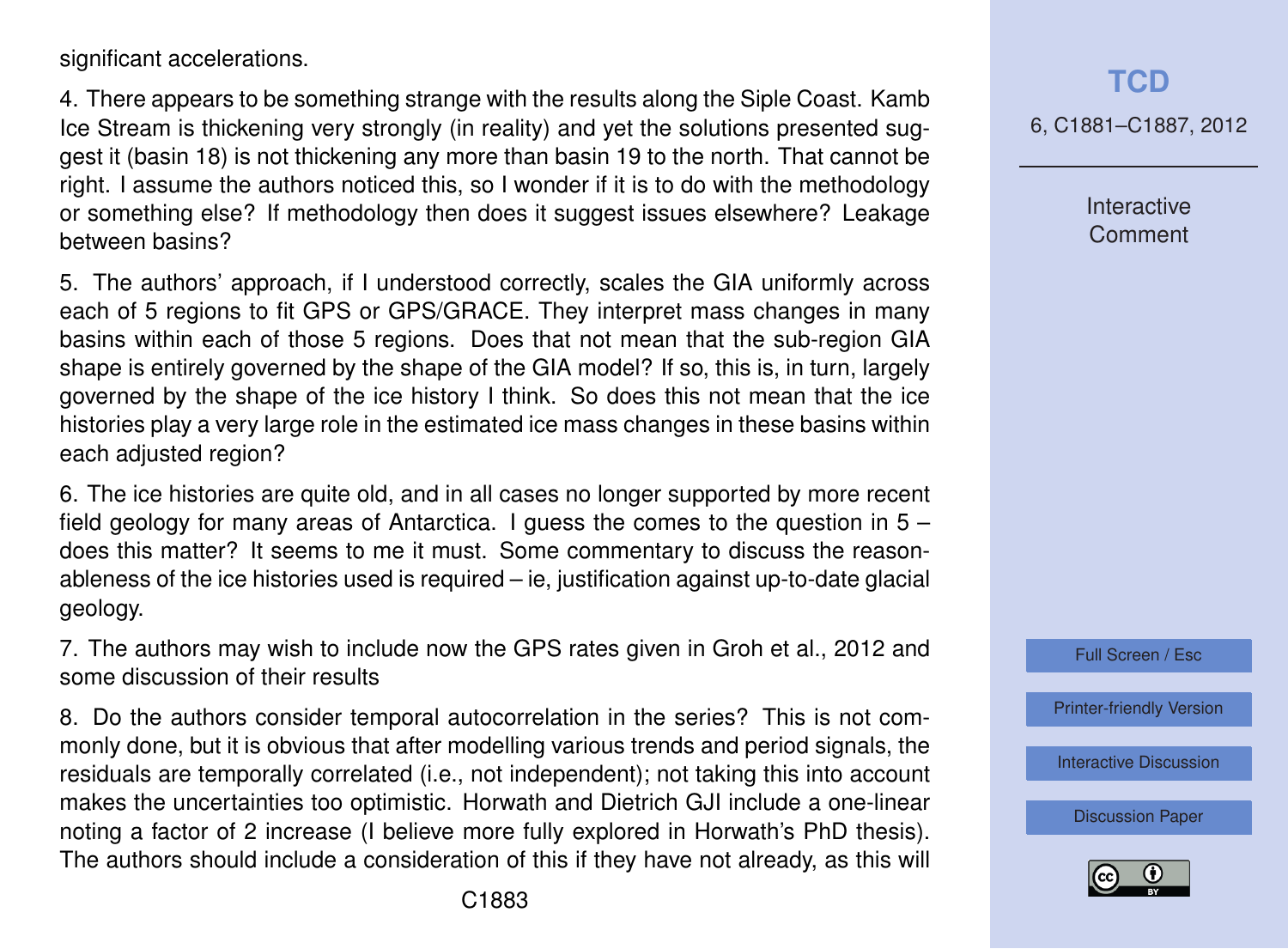significant accelerations.

4. There appears to be something strange with the results along the Siple Coast. Kamb Ice Stream is thickening very strongly (in reality) and yet the solutions presented suggest it (basin 18) is not thickening any more than basin 19 to the north. That cannot be right. I assume the authors noticed this, so I wonder if it is to do with the methodology or something else? If methodology then does it suggest issues elsewhere? Leakage between basins?

5. The authors' approach, if I understood correctly, scales the GIA uniformly across each of 5 regions to fit GPS or GPS/GRACE. They interpret mass changes in many basins within each of those 5 regions. Does that not mean that the sub-region GIA shape is entirely governed by the shape of the GIA model? If so, this is, in turn, largely governed by the shape of the ice history I think. So does this not mean that the ice histories play a very large role in the estimated ice mass changes in these basins within each adjusted region?

6. The ice histories are quite old, and in all cases no longer supported by more recent field geology for many areas of Antarctica. I guess the comes to the question in 5 – does this matter? It seems to me it must. Some commentary to discuss the reasonableness of the ice histories used is required – ie, justification against up-to-date glacial geology.

7. The authors may wish to include now the GPS rates given in Groh et al., 2012 and some discussion of their results

8. Do the authors consider temporal autocorrelation in the series? This is not commonly done, but it is obvious that after modelling various trends and period signals, the residuals are temporally correlated (i.e., not independent); not taking this into account makes the uncertainties too optimistic. Horwath and Dietrich GJI include a one-linear noting a factor of 2 increase (I believe more fully explored in Horwath's PhD thesis). The authors should include a consideration of this if they have not already, as this will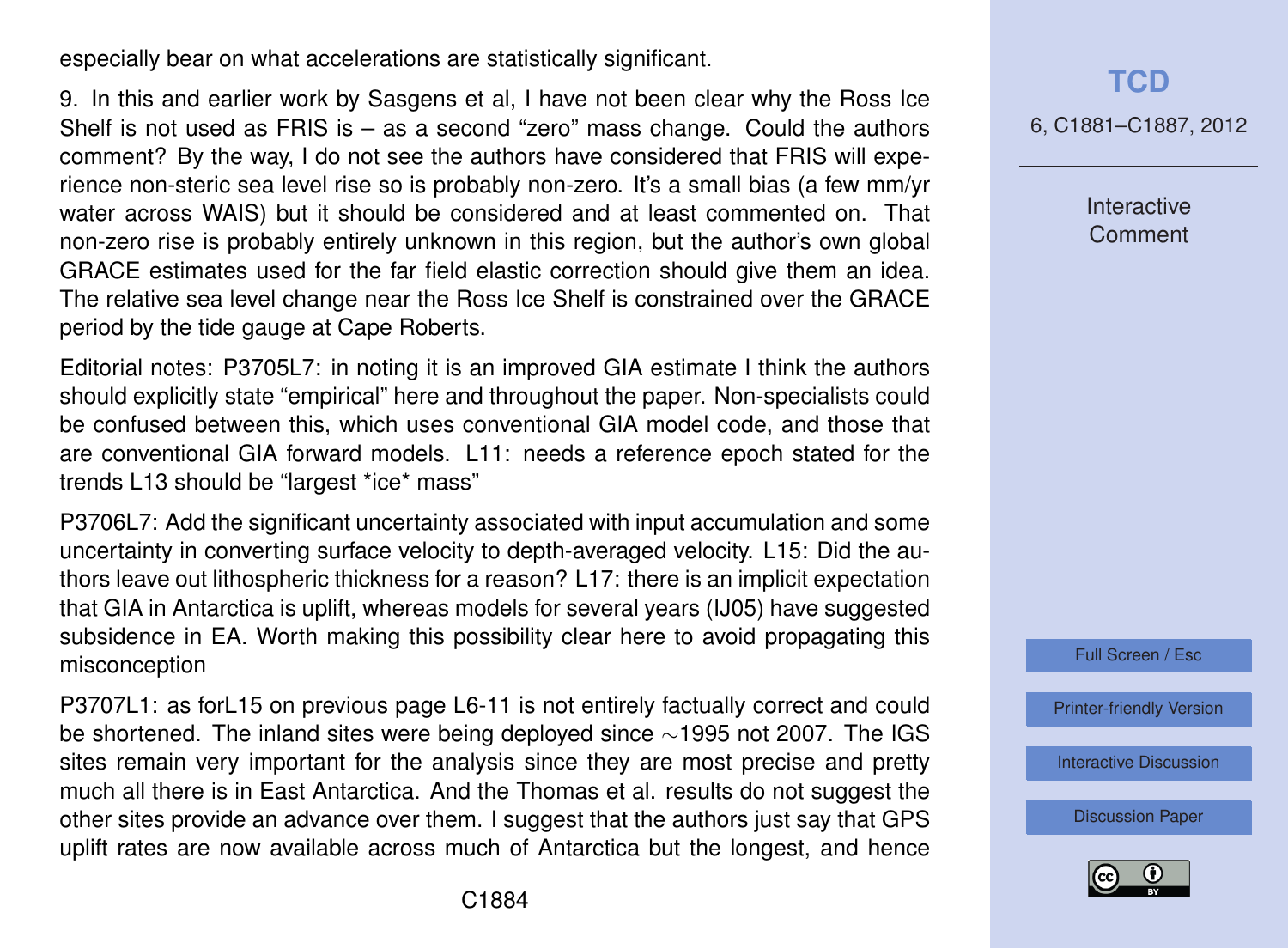especially bear on what accelerations are statistically significant.

9. In this and earlier work by Sasgens et al, I have not been clear why the Ross Ice Shelf is not used as FRIS is – as a second "zero" mass change. Could the authors comment? By the way, I do not see the authors have considered that FRIS will experience non-steric sea level rise so is probably non-zero. It's a small bias (a few mm/yr water across WAIS) but it should be considered and at least commented on. That non-zero rise is probably entirely unknown in this region, but the author's own global GRACE estimates used for the far field elastic correction should give them an idea. The relative sea level change near the Ross Ice Shelf is constrained over the GRACE period by the tide gauge at Cape Roberts.

Editorial notes: P3705L7: in noting it is an improved GIA estimate I think the authors should explicitly state "empirical" here and throughout the paper. Non-specialists could be confused between this, which uses conventional GIA model code, and those that are conventional GIA forward models. L11: needs a reference epoch stated for the trends L13 should be "largest *ice* mass"

P3706L7: Add the significant uncertainty associated with input accumulation and some uncertainty in converting surface velocity to depth-averaged velocity. L15: Did the authors leave out lithospheric thickness for a reason? L17: there is an implicit expectation that GIA in Antarctica is uplift, whereas models for several years (IJ05) have suggested subsidence in EA. Worth making this possibility clear here to avoid propagating this misconception

P3707L1: as forL15 on previous page L6-11 is not entirely factually correct and could be shortened. The inland sites were being deployed since ∼1995 not 2007. The IGS sites remain very important for the analysis since they are most precise and pretty much all there is in East Antarctica. And the Thomas et al. results do not suggest the other sites provide an advance over them. I suggest that the authors just say that GPS uplift rates are now available across much of Antarctica but the longest, and hence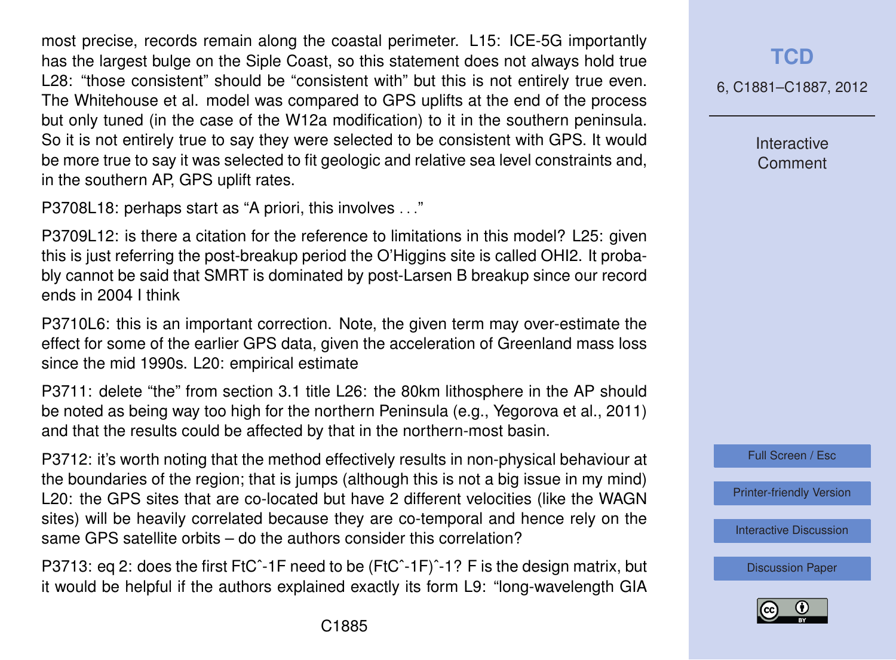most precise, records remain along the coastal perimeter. L15: ICE-5G importantly has the largest bulge on the Siple Coast, so this statement does not always hold true L28: "those consistent" should be "consistent with" but this is not entirely true even. The Whitehouse et al. model was compared to GPS uplifts at the end of the process but only tuned (in the case of the W12a modification) to it in the southern peninsula. So it is not entirely true to say they were selected to be consistent with GPS. It would be more true to say it was selected to fit geologic and relative sea level constraints and, in the southern AP, GPS uplift rates.

P3708L18: perhaps start as "A priori, this involves . . ."

P3709L12: is there a citation for the reference to limitations in this model? L25: given this is just referring the post-breakup period the O'Higgins site is called OHI2. It probably cannot be said that SMRT is dominated by post-Larsen B breakup since our record ends in 2004 I think

P3710L6: this is an important correction. Note, the given term may over-estimate the effect for some of the earlier GPS data, given the acceleration of Greenland mass loss since the mid 1990s. L20: empirical estimate

P3711: delete "the" from section 3.1 title L26: the 80km lithosphere in the AP should be noted as being way too high for the northern Peninsula (e.g., Yegorova et al., 2011) and that the results could be affected by that in the northern-most basin.

P3712: it's worth noting that the method effectively results in non-physical behaviour at the boundaries of the region; that is jumps (although this is not a big issue in my mind) L20: the GPS sites that are co-located but have 2 different velocities (like the WAGN sites) will be heavily correlated because they are co-temporal and hence rely on the same GPS satellite orbits – do the authors consider this correlation?

P3713: eq 2: does the first FtCˆ-1F need to be (FtCˆ-1F)ˆ-1? F is the design matrix, but it would be helpful if the authors explained exactly its form L9: "long-wavelength GIA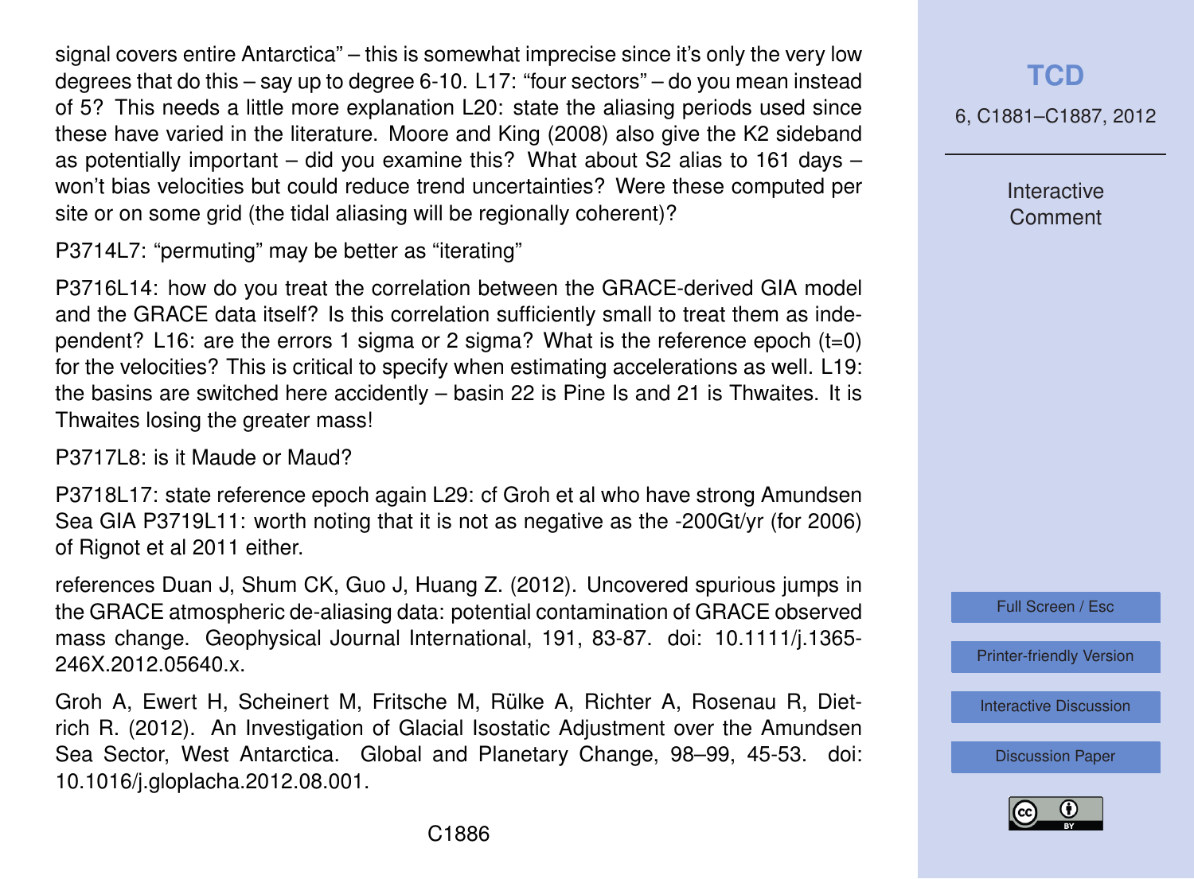signal covers entire Antarctica" – this is somewhat imprecise since it's only the very low degrees that do this – say up to degree 6-10. L17: "four sectors" – do you mean instead of 5? This needs a little more explanation L20: state the aliasing periods used since these have varied in the literature. Moore and King (2008) also give the K2 sideband as potentially important – did you examine this? What about S2 alias to 161 days – won't bias velocities but could reduce trend uncertainties? Were these computed per site or on some grid (the tidal aliasing will be regionally coherent)?

P3714L7: "permuting" may be better as "iterating"

P3716L14: how do you treat the correlation between the GRACE-derived GIA model and the GRACE data itself? Is this correlation sufficiently small to treat them as independent? L16: are the errors 1 sigma or 2 sigma? What is the reference epoch (t=0) for the velocities? This is critical to specify when estimating accelerations as well. L19: the basins are switched here accidently – basin 22 is Pine Is and 21 is Thwaites. It is Thwaites losing the greater mass!

P3717L8: is it Maude or Maud?

P3718L17: state reference epoch again L29: cf Groh et al who have strong Amundsen Sea GIA P3719L11: worth noting that it is not as negative as the -200Gt/yr (for 2006) of Rignot et al 2011 either.

references Duan J, Shum CK, Guo J, Huang Z. (2012). Uncovered spurious jumps in the GRACE atmospheric de-aliasing data: potential contamination of GRACE observed mass change. Geophysical Journal International, 191, 83-87. doi: 10.1111/j.1365-246X.2012.05640.x.

Groh A, Ewert H, Scheinert M, Fritsche M, Rülke A, Richter A, Rosenau R, Dietrich R. (2012). An Investigation of Glacial Isostatic Adjustment over the Amundsen Sea Sector, West Antarctica. Global and Planetary Change, 98–99, 45-53. doi: 10.1016/j.gloplacha.2012.08.001.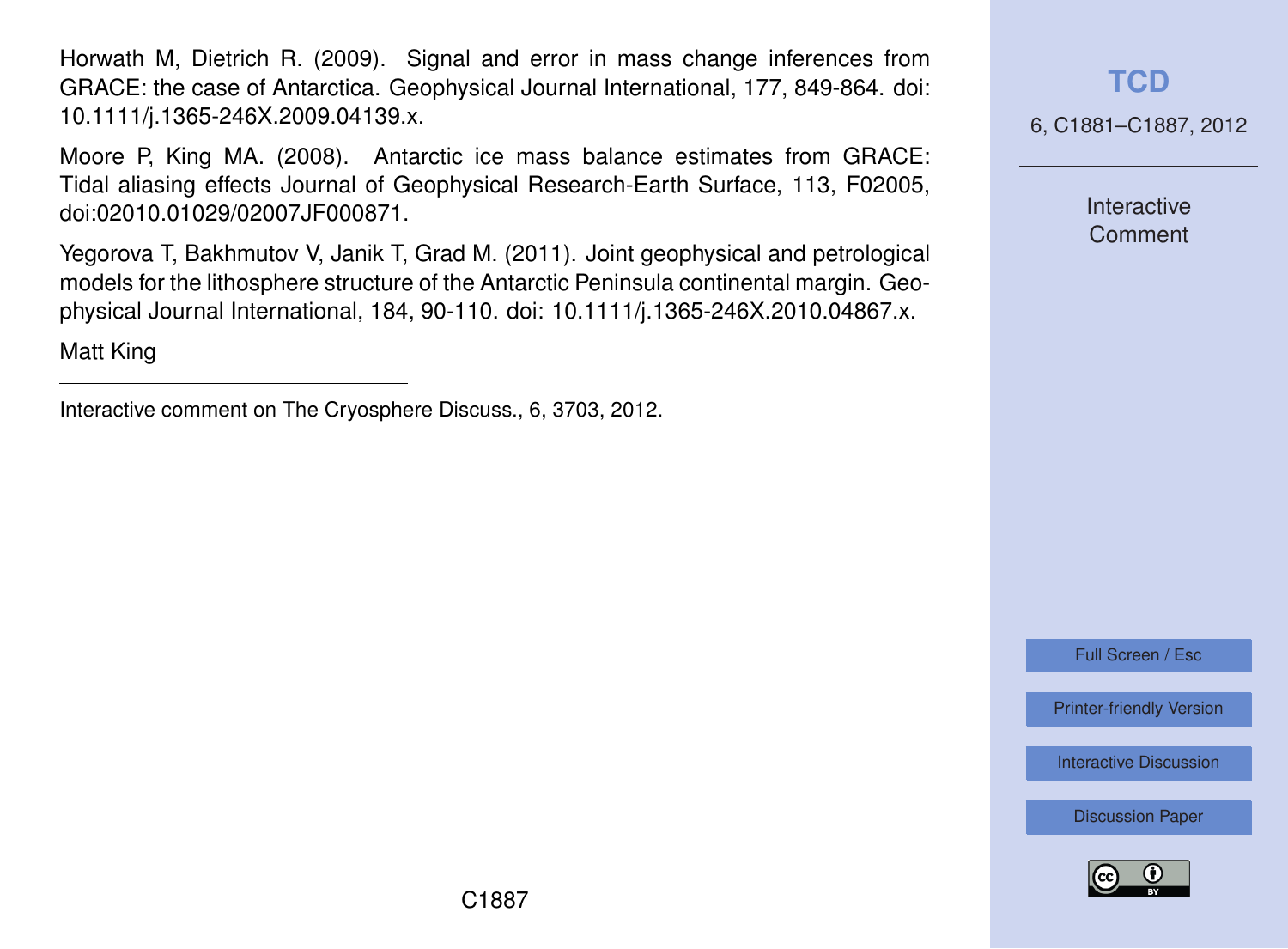Horwath M, Dietrich R. (2009). Signal and error in mass change inferences from GRACE: the case of Antarctica. Geophysical Journal International, 177, 849-864. doi: 10.1111/j.1365-246X.2009.04139.x.

Moore P, King MA. (2008). Antarctic ice mass balance estimates from GRACE: Tidal aliasing effects Journal of Geophysical Research-Earth Surface, 113, F02005, doi:02010.01029/02007JF000871.

Yegorova T, Bakhmutov V, Janik T, Grad M. (2011). Joint geophysical and petrological models for the lithosphere structure of the Antarctic Peninsula continental margin. Geophysical Journal International, 184, 90-110. doi: 10.1111/j.1365-246X.2010.04867.x.

Matt King

---

Interactive comment on The Cryosphere Discuss., 6, 3703, 2012.